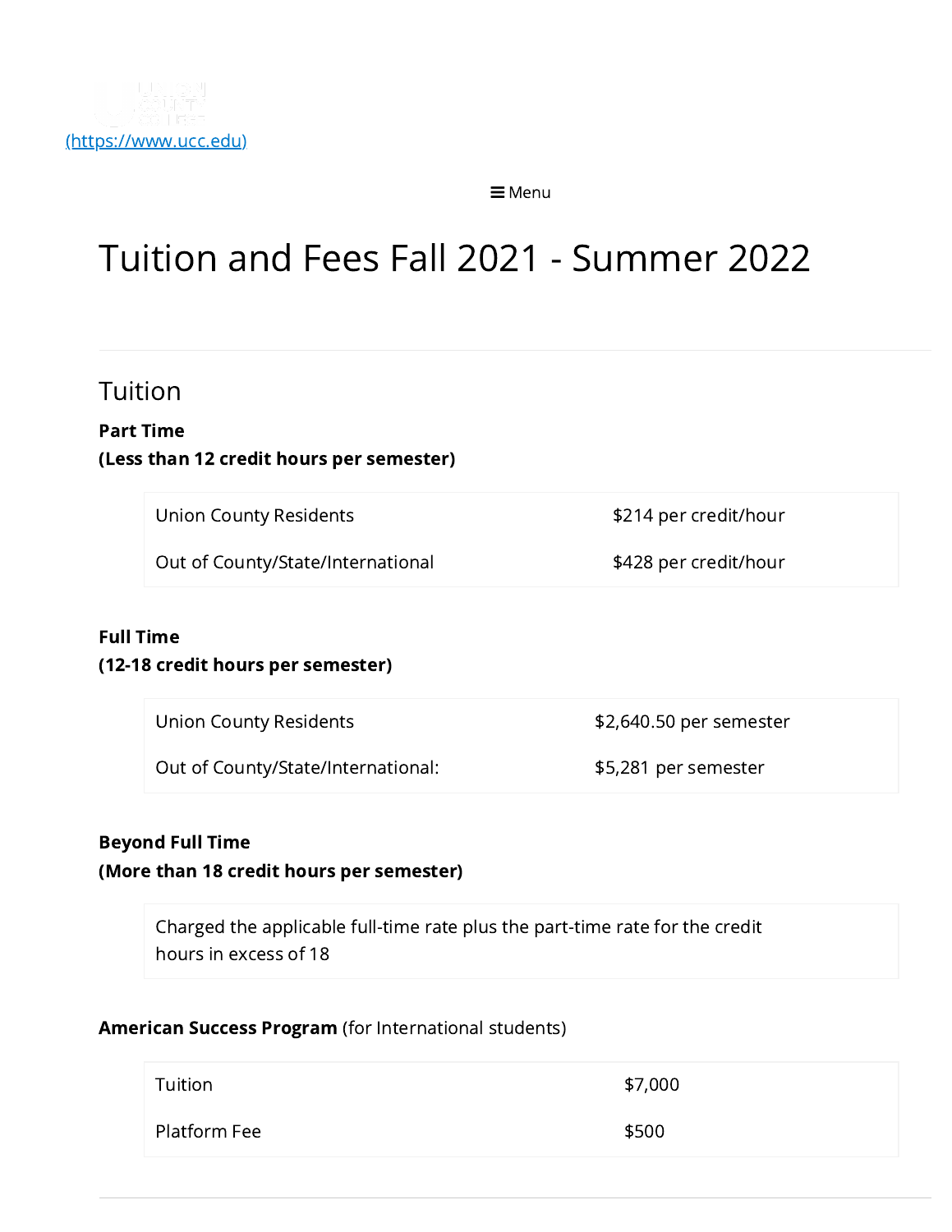(https://www.ucc.edu)

≡ Menu

# Tuition and Fees Fall 2021 - Summer 2022

## Tuition

**Part Time**
**(Less than 12 credit hours per semester)**

| | |
|---|---|
| Union County Residents | $214 per credit/hour |
| Out of County/State/International | $428 per credit/hour |

**Full Time**
**(12-18 credit hours per semester)**

| | |
|---|---|
| Union County Residents | $2,640.50 per semester |
| Out of County/State/International: | $5,281 per semester |

**Beyond Full Time**
**(More than 18 credit hours per semester)**

Charged the applicable full-time rate plus the part-time rate for the credit hours in excess of 18

**American Success Program** (for International students)

| | |
|---|---|
| Tuition | $7,000 |
| Platform Fee | $500 |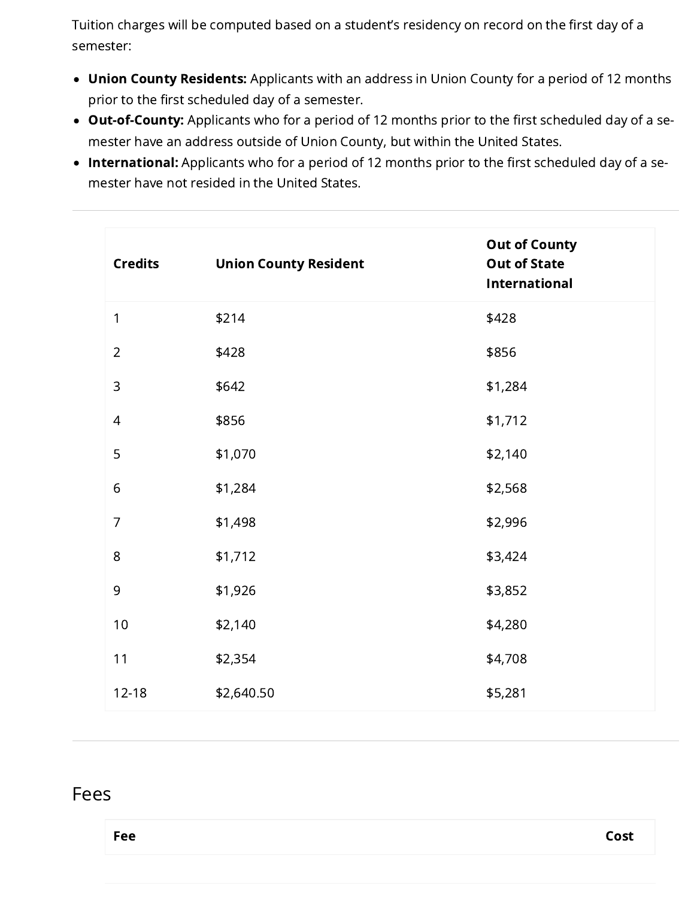Tuition charges will be computed based on a student's residency on record on the first day of a semester:

- **Union County Residents:** Applicants with an address in Union County for a period of 12 months prior to the first scheduled day of a semester.
- **Out-of-County:** Applicants who for a period of 12 months prior to the first scheduled day of a semester have an address outside of Union County, but within the United States.
- **International:** Applicants who for a period of 12 months prior to the first scheduled day of a semester have not resided in the United States.

| Credits | Union County Resident | Out of County Out of State International |
|---|---|---|
| 1 | $214 | $428 |
| 2 | $428 | $856 |
| 3 | $642 | $1,284 |
| 4 | $856 | $1,712 |
| 5 | $1,070 | $2,140 |
| 6 | $1,284 | $2,568 |
| 7 | $1,498 | $2,996 |
| 8 | $1,712 | $3,424 |
| 9 | $1,926 | $3,852 |
| 10 | $2,140 | $4,280 |
| 11 | $2,354 | $4,708 |
| 12-18 | $2,640.50 | $5,281 |

## Fees

| Fee | Cost |
|---|---|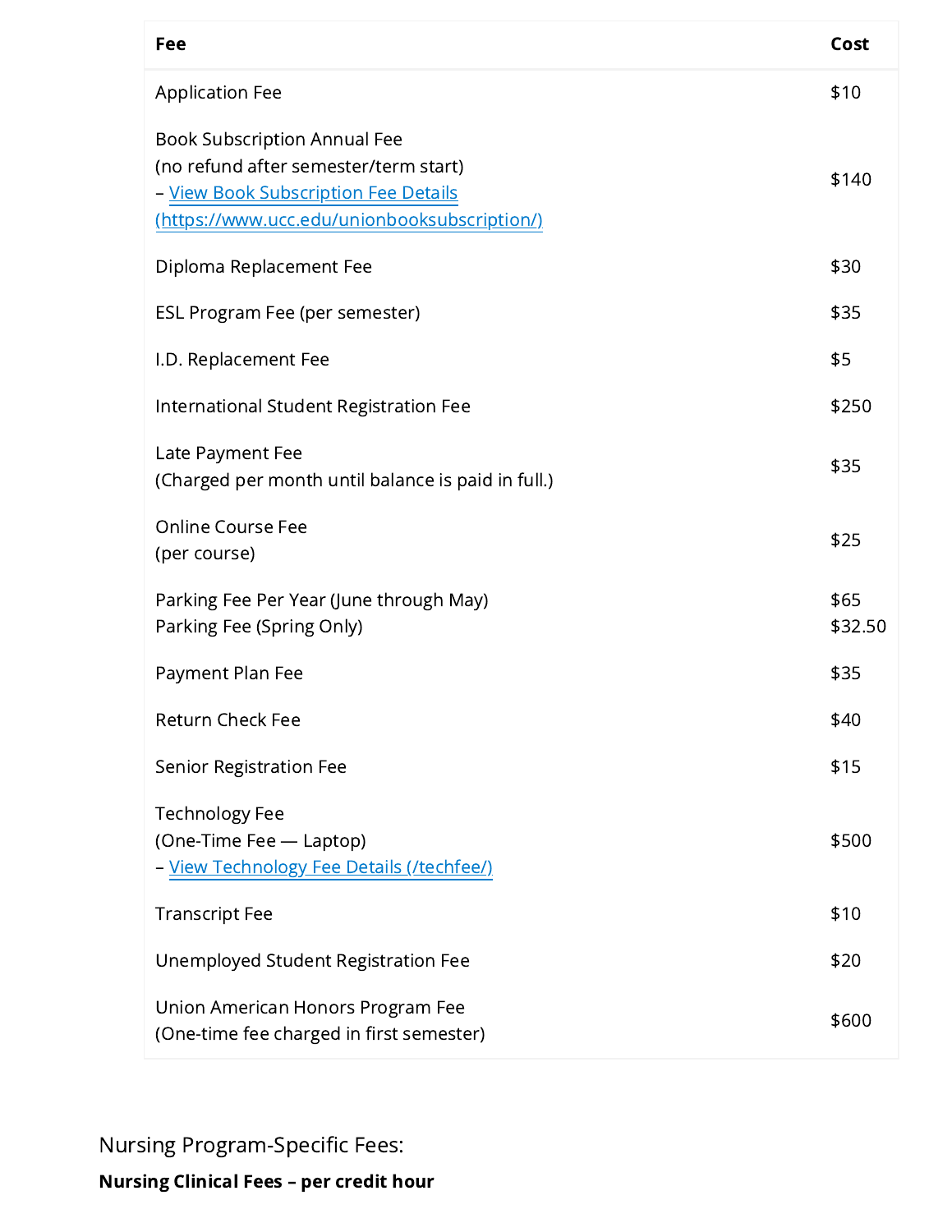| Fee | Cost |
|---|---|
| Application Fee | $10 |
| Book Subscription Annual Fee<br>(no refund after semester/term start)<br>– [View Book Subscription Fee Details (https://www.ucc.edu/unionbooksubscription/)](https://www.ucc.edu/unionbooksubscription/) | $140 |
| Diploma Replacement Fee | $30 |
| ESL Program Fee (per semester) | $35 |
| I.D. Replacement Fee | $5 |
| International Student Registration Fee | $250 |
| Late Payment Fee<br>(Charged per month until balance is paid in full.) | $35 |
| Online Course Fee<br>(per course) | $25 |
| Parking Fee Per Year (June through May)<br>Parking Fee (Spring Only) | $65<br>$32.50 |
| Payment Plan Fee | $35 |
| Return Check Fee | $40 |
| Senior Registration Fee | $15 |
| Technology Fee<br>(One-Time Fee — Laptop)<br>– [View Technology Fee Details (/techfee/)](/techfee/) | $500 |
| Transcript Fee | $10 |
| Unemployed Student Registration Fee | $20 |
| Union American Honors Program Fee<br>(One-time fee charged in first semester) | $600 |

## Nursing Program-Specific Fees:

**Nursing Clinical Fees – per credit hour**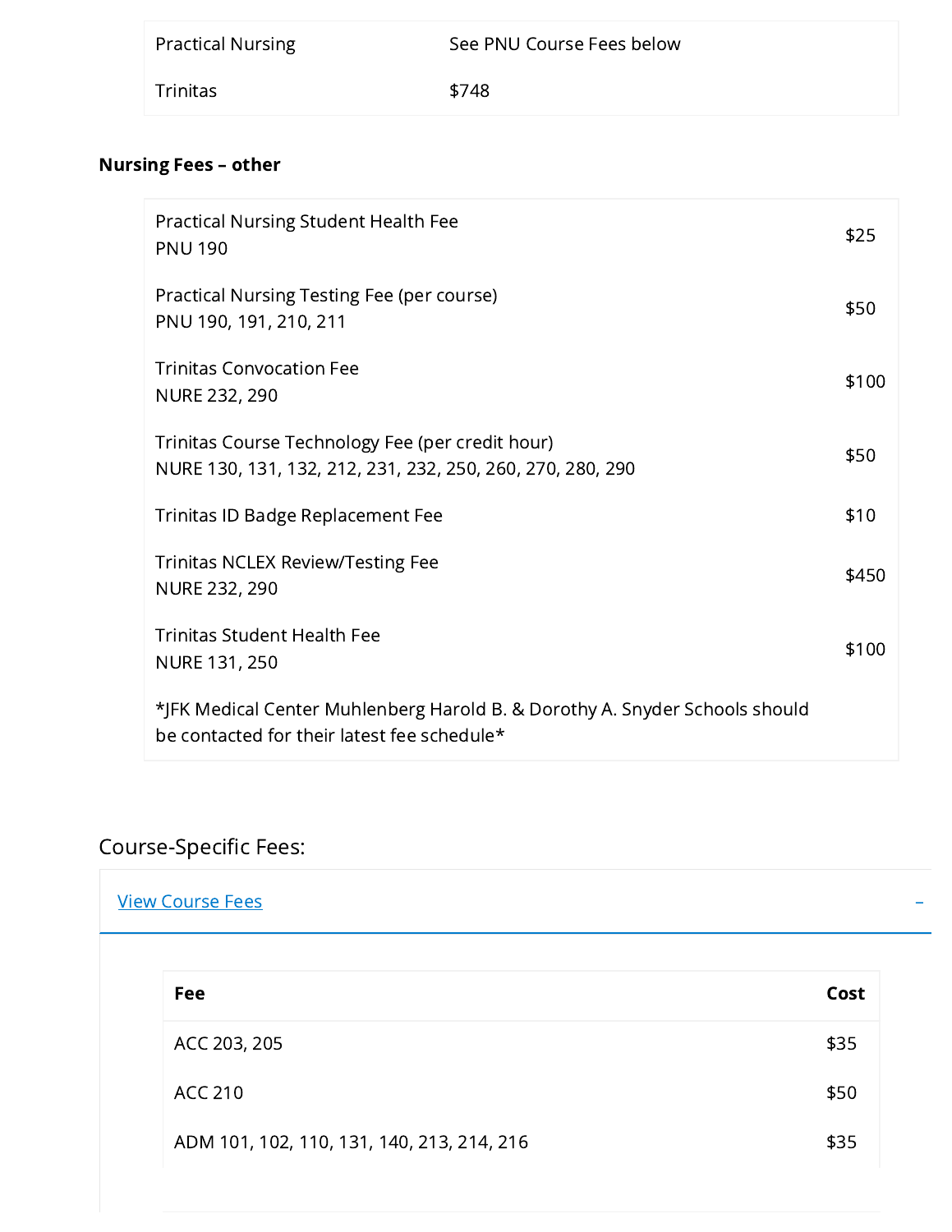| | |
|---|---|
| Practical Nursing | See PNU Course Fees below |
| Trinitas | $748 |

**Nursing Fees – other**

| | |
|---|---|
| Practical Nursing Student Health Fee<br>PNU 190 | $25 |
| Practical Nursing Testing Fee (per course)<br>PNU 190, 191, 210, 211 | $50 |
| Trinitas Convocation Fee<br>NURE 232, 290 | $100 |
| Trinitas Course Technology Fee (per credit hour)<br>NURE 130, 131, 132, 212, 231, 232, 250, 260, 270, 280, 290 | $50 |
| Trinitas ID Badge Replacement Fee | $10 |
| Trinitas NCLEX Review/Testing Fee<br>NURE 232, 290 | $450 |
| Trinitas Student Health Fee<br>NURE 131, 250 | $100 |
| *JFK Medical Center Muhlenberg Harold B. & Dorothy A. Snyder Schools should be contacted for their latest fee schedule* | |

## Course-Specific Fees:

View Course Fees

| Fee | Cost |
|---|---|
| ACC 203, 205 | $35 |
| ACC 210 | $50 |
| ADM 101, 102, 110, 131, 140, 213, 214, 216 | $35 |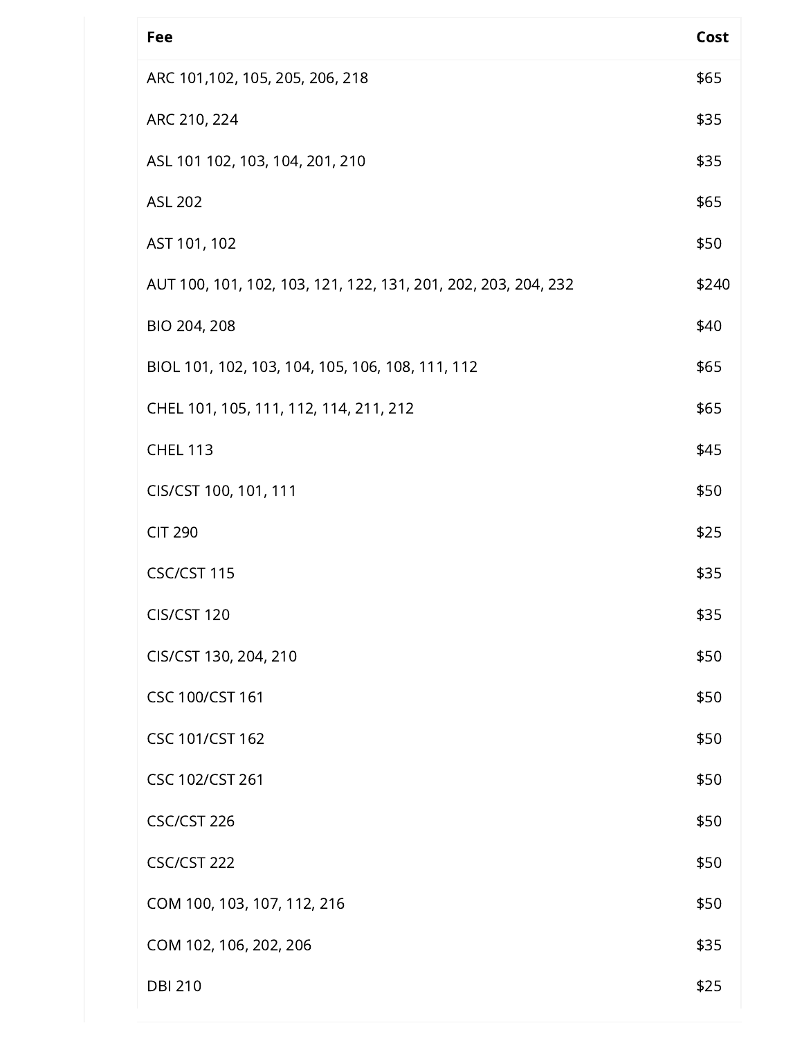| Fee | Cost |
|---|---|
| ARC 101,102, 105, 205, 206, 218 | $65 |
| ARC 210, 224 | $35 |
| ASL 101 102, 103, 104, 201, 210 | $35 |
| ASL 202 | $65 |
| AST 101, 102 | $50 |
| AUT 100, 101, 102, 103, 121, 122, 131, 201, 202, 203, 204, 232 | $240 |
| BIO 204, 208 | $40 |
| BIOL 101, 102, 103, 104, 105, 106, 108, 111, 112 | $65 |
| CHEL 101, 105, 111, 112, 114, 211, 212 | $65 |
| CHEL 113 | $45 |
| CIS/CST 100, 101, 111 | $50 |
| CIT 290 | $25 |
| CSC/CST 115 | $35 |
| CIS/CST 120 | $35 |
| CIS/CST 130, 204, 210 | $50 |
| CSC 100/CST 161 | $50 |
| CSC 101/CST 162 | $50 |
| CSC 102/CST 261 | $50 |
| CSC/CST 226 | $50 |
| CSC/CST 222 | $50 |
| COM 100, 103, 107, 112, 216 | $50 |
| COM 102, 106, 202, 206 | $35 |
| DBI 210 | $25 |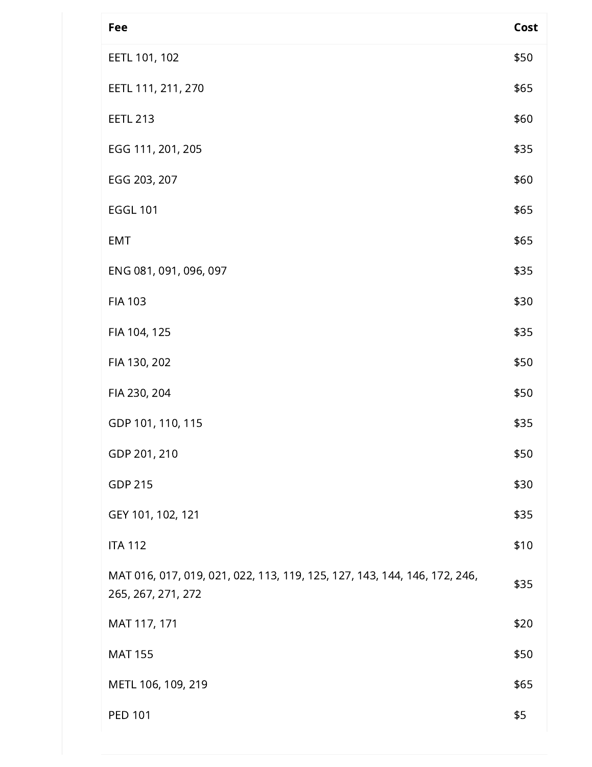| Fee | Cost |
| --- | --- |
| EETL 101, 102 | $50 |
| EETL 111, 211, 270 | $65 |
| EETL 213 | $60 |
| EGG 111, 201, 205 | $35 |
| EGG 203, 207 | $60 |
| EGGL 101 | $65 |
| EMT | $65 |
| ENG 081, 091, 096, 097 | $35 |
| FIA 103 | $30 |
| FIA 104, 125 | $35 |
| FIA 130, 202 | $50 |
| FIA 230, 204 | $50 |
| GDP 101, 110, 115 | $35 |
| GDP 201, 210 | $50 |
| GDP 215 | $30 |
| GEY 101, 102, 121 | $35 |
| ITA 112 | $10 |
| MAT 016, 017, 019, 021, 022, 113, 119, 125, 127, 143, 144, 146, 172, 246, 265, 267, 271, 272 | $35 |
| MAT 117, 171 | $20 |
| MAT 155 | $50 |
| METL 106, 109, 219 | $65 |
| PED 101 | $5 |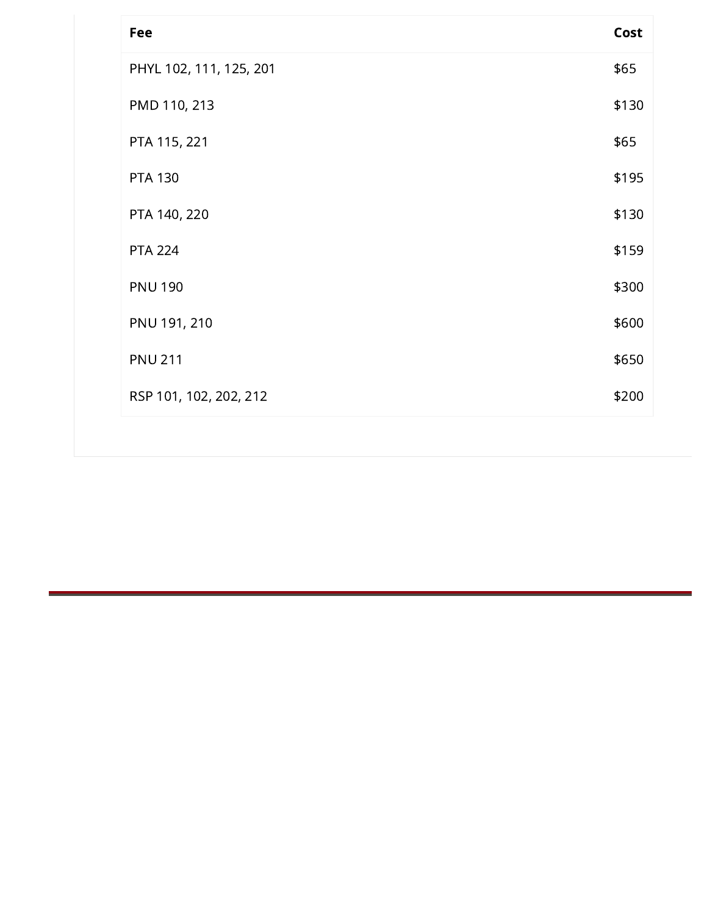| Fee | Cost |
| --- | --- |
| PHYL 102, 111, 125, 201 | $65 |
| PMD 110, 213 | $130 |
| PTA 115, 221 | $65 |
| PTA 130 | $195 |
| PTA 140, 220 | $130 |
| PTA 224 | $159 |
| PNU 190 | $300 |
| PNU 191, 210 | $600 |
| PNU 211 | $650 |
| RSP 101, 102, 202, 212 | $200 |